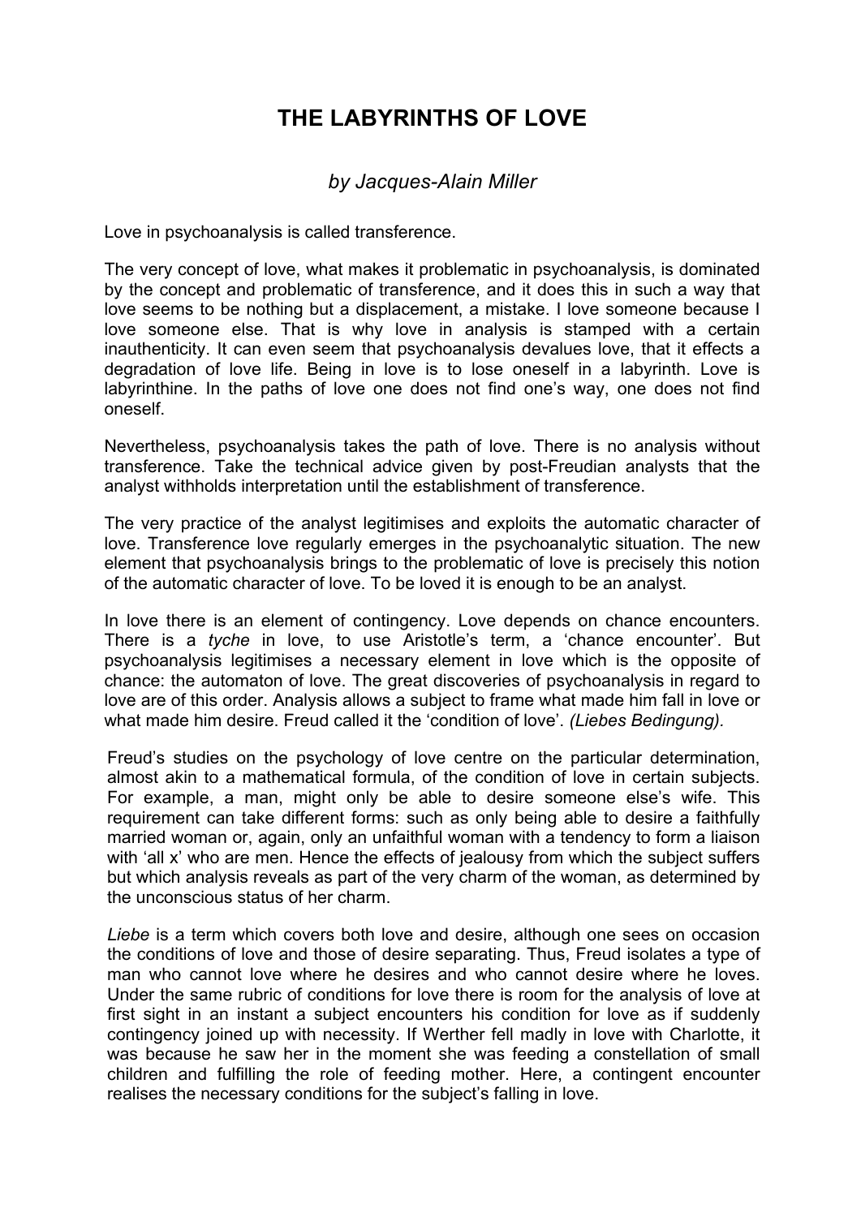# THE LABYRINTHS OF LOVE

*by Jacques-Alain Miller*

Love in psychoanalysis is called transference.

The very concept of love, what makes it problematic in psychoanalysis, is dominated by the concept and problematic of transference, and it does this in such a way that love seems to be nothing but a displacement, a mistake. I love someone because I love someone else. That is why love in analysis is stamped with a certain inauthenticity. It can even seem that psychoanalysis devalues love, that it effects a degradation of love life. Being in love is to lose oneself in a labyrinth. Love is labyrinthine. In the paths of love one does not find one's way, one does not find oneself.

Nevertheless, psychoanalysis takes the path of love. There is no analysis without transference. Take the technical advice given by post-Freudian analysts that the analyst withholds interpretation until the establishment of transference.

The very practice of the analyst legitimises and exploits the automatic character of love. Transference love regularly emerges in the psychoanalytic situation. The new element that psychoanalysis brings to the problematic of love is precisely this notion of the automatic character of love. To be loved it is enough to be an analyst.

In love there is an element of contingency. Love depends on chance encounters. There is a *tyche* in love, to use Aristotle's term, a 'chance encounter'. But psychoanalysis legitimises a necessary element in love which is the opposite of chance: the automaton of love. The great discoveries of psychoanalysis in regard to love are of this order. Analysis allows a subject to frame what made him fall in love or what made him desire. Freud called it the 'condition of love'. *(Liebes Bedingung).*

Freud's studies on the psychology of love centre on the particular determination, almost akin to a mathematical formula, of the condition of love in certain subjects. For example, a man, might only be able to desire someone else's wife. This requirement can take different forms: such as only being able to desire a faithfully married woman or, again, only an unfaithful woman with a tendency to form a liaison with 'all x' who are men. Hence the effects of jealousy from which the subject suffers but which analysis reveals as part of the very charm of the woman, as determined by the unconscious status of her charm.

*Liebe* is a term which covers both love and desire, although one sees on occasion the conditions of love and those of desire separating. Thus, Freud isolates a type of man who cannot love where he desires and who cannot desire where he loves. Under the same rubric of conditions for love there is room for the analysis of love at first sight in an instant a subject encounters his condition for love as if suddenly contingency joined up with necessity. If Werther fell madly in love with Charlotte, it was because he saw her in the moment she was feeding a constellation of small children and fulfilling the role of feeding mother. Here, a contingent encounter realises the necessary conditions for the subject's falling in love.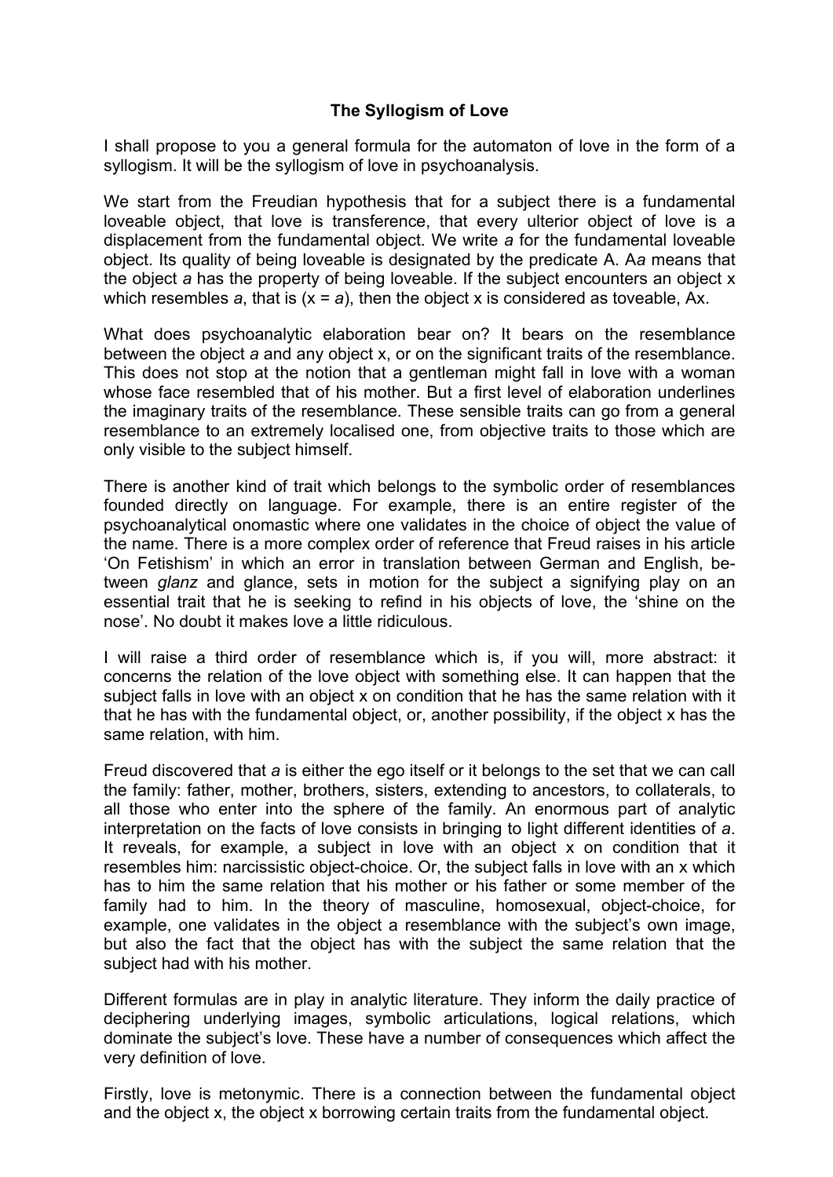**The Syllogism of Love**

I shall propose to you a general formula for the automaton of love in the form of a syllogism. It will be the syllogism of love in psychoanalysis.

We start from the Freudian hypothesis that for a subject there is a fundamental loveable object, that love is transference, that every ulterior object of love is a displacement from the fundamental object. We write *a* for the fundamental loveable object. Its quality of being loveable is designated by the predicate A. A*a* means that the object *a* has the property of being loveable. If the subject encounters an object x which resembles *a*, that is (x = *a*), then the object x is considered as toveable, Ax.

What does psychoanalytic elaboration bear on? It bears on the resemblance between the object *a* and any object x, or on the significant traits of the resemblance. This does not stop at the notion that a gentleman might fall in love with a woman whose face resembled that of his mother. But a first level of elaboration underlines the imaginary traits of the resemblance. These sensible traits can go from a general resemblance to an extremely localised one, from objective traits to those which are only visible to the subject himself.

There is another kind of trait which belongs to the symbolic order of resemblances founded directly on language. For example, there is an entire register of the psychoanalytical onomastic where one validates in the choice of object the value of the name. There is a more complex order of reference that Freud raises in his article 'On Fetishism' in which an error in translation between German and English, between *glanz* and glance, sets in motion for the subject a signifying play on an essential trait that he is seeking to refind in his objects of love, the 'shine on the nose'. No doubt it makes love a little ridiculous.

I will raise a third order of resemblance which is, if you will, more abstract: it concerns the relation of the love object with something else. It can happen that the subject falls in love with an object x on condition that he has the same relation with it that he has with the fundamental object, or, another possibility, if the object x has the same relation, with him.

Freud discovered that *a* is either the ego itself or it belongs to the set that we can call the family: father, mother, brothers, sisters, extending to ancestors, to collaterals, to all those who enter into the sphere of the family. An enormous part of analytic interpretation on the facts of love consists in bringing to light different identities of *a*. It reveals, for example, a subject in love with an object x on condition that it resembles him: narcissistic object-choice. Or, the subject falls in love with an x which has to him the same relation that his mother or his father or some member of the family had to him. In the theory of masculine, homosexual, object-choice, for example, one validates in the object a resemblance with the subject's own image, but also the fact that the object has with the subject the same relation that the subject had with his mother.

Different formulas are in play in analytic literature. They inform the daily practice of deciphering underlying images, symbolic articulations, logical relations, which dominate the subject's love. These have a number of consequences which affect the very definition of love.

Firstly, love is metonymic. There is a connection between the fundamental object and the object x, the object x borrowing certain traits from the fundamental object.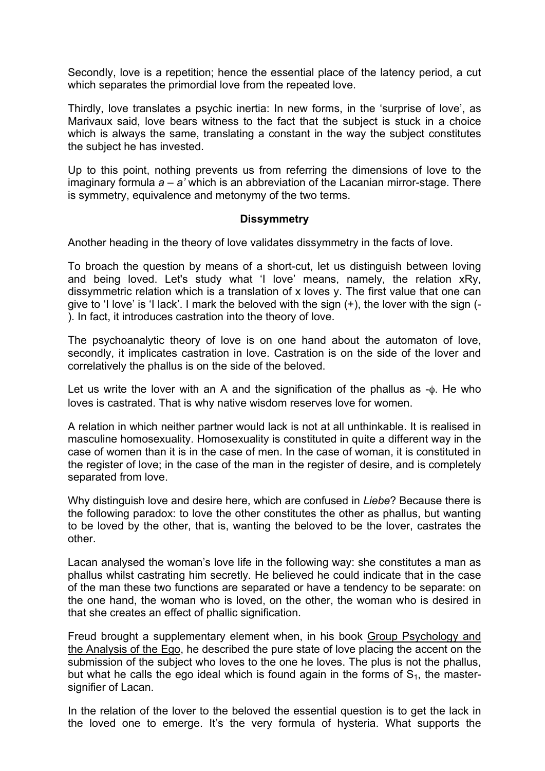Secondly, love is a repetition; hence the essential place of the latency period, a cut which separates the primordial love from the repeated love.

Thirdly, love translates a psychic inertia: In new forms, in the 'surprise of love', as Marivaux said, love bears witness to the fact that the subject is stuck in a choice which is always the same, translating a constant in the way the subject constitutes the subject he has invested.

Up to this point, nothing prevents us from referring the dimensions of love to the imaginary formula *a – a'* which is an abbreviation of the Lacanian mirror-stage. There is symmetry, equivalence and metonymy of the two terms.

### Dissymmetry

Another heading in the theory of love validates dissymmetry in the facts of love.

To broach the question by means of a short-cut, let us distinguish between loving and being loved. Let's study what 'I love' means, namely, the relation xRy, dissymmetric relation which is a translation of x loves y. The first value that one can give to 'I love' is 'I lack'. I mark the beloved with the sign (+), the lover with the sign (-). In fact, it introduces castration into the theory of love.

The psychoanalytic theory of love is on one hand about the automaton of love, secondly, it implicates castration in love. Castration is on the side of the lover and correlatively the phallus is on the side of the beloved.

Let us write the lover with an A and the signification of the phallus as $-\phi$. He who loves is castrated. That is why native wisdom reserves love for women.

A relation in which neither partner would lack is not at all unthinkable. It is realised in masculine homosexuality. Homosexuality is constituted in quite a different way in the case of women than it is in the case of men. In the case of woman, it is constituted in the register of love; in the case of the man in the register of desire, and is completely separated from love.

Why distinguish love and desire here, which are confused in *Liebe*? Because there is the following paradox: to love the other constitutes the other as phallus, but wanting to be loved by the other, that is, wanting the beloved to be the lover, castrates the other.

Lacan analysed the woman's love life in the following way: she constitutes a man as phallus whilst castrating him secretly. He believed he could indicate that in the case of the man these two functions are separated or have a tendency to be separate: on the one hand, the woman who is loved, on the other, the woman who is desired in that she creates an effect of phallic signification.

Freud brought a supplementary element when, in his book Group Psychology and the Analysis of the Ego, he described the pure state of love placing the accent on the submission of the subject who loves to the one he loves. The plus is not the phallus, but what he calls the ego ideal which is found again in the forms of $S_1$, the master-signifier of Lacan.

In the relation of the lover to the beloved the essential question is to get the lack in the loved one to emerge. It's the very formula of hysteria. What supports the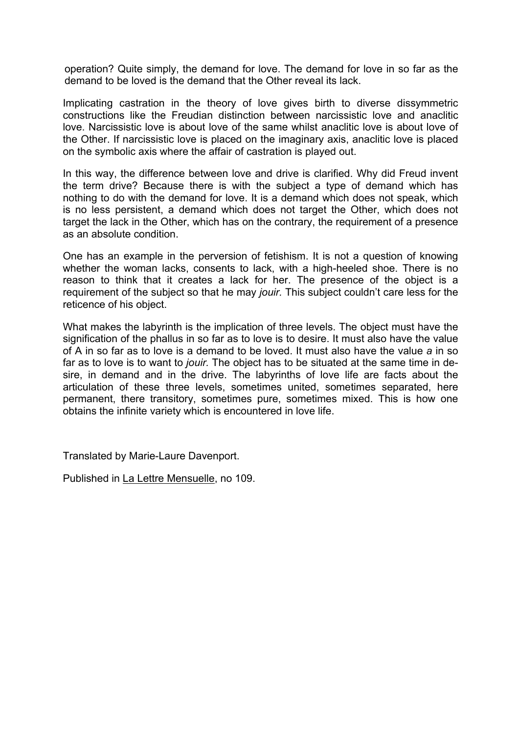operation? Quite simply, the demand for love. The demand for love in so far as the demand to be loved is the demand that the Other reveal its lack.

Implicating castration in the theory of love gives birth to diverse dissymmetric constructions like the Freudian distinction between narcissistic love and anaclitic love. Narcissistic love is about love of the same whilst anaclitic love is about love of the Other. If narcissistic love is placed on the imaginary axis, anaclitic love is placed on the symbolic axis where the affair of castration is played out.

In this way, the difference between love and drive is clarified. Why did Freud invent the term drive? Because there is with the subject a type of demand which has nothing to do with the demand for love. It is a demand which does not speak, which is no less persistent, a demand which does not target the Other, which does not target the lack in the Other, which has on the contrary, the requirement of a presence as an absolute condition.

One has an example in the perversion of fetishism. It is not a question of knowing whether the woman lacks, consents to lack, with a high-heeled shoe. There is no reason to think that it creates a lack for her. The presence of the object is a requirement of the subject so that he may *jouir.* This subject couldn't care less for the reticence of his object.

What makes the labyrinth is the implication of three levels. The object must have the signification of the phallus in so far as to love is to desire. It must also have the value of A in so far as to love is a demand to be loved. It must also have the value *a* in so far as to love is to want to *jouir.* The object has to be situated at the same time in desire, in demand and in the drive. The labyrinths of love life are facts about the articulation of these three levels, sometimes united, sometimes separated, here permanent, there transitory, sometimes pure, sometimes mixed. This is how one obtains the infinite variety which is encountered in love life.

Translated by Marie-Laure Davenport.

Published in La Lettre Mensuelle, no 109.